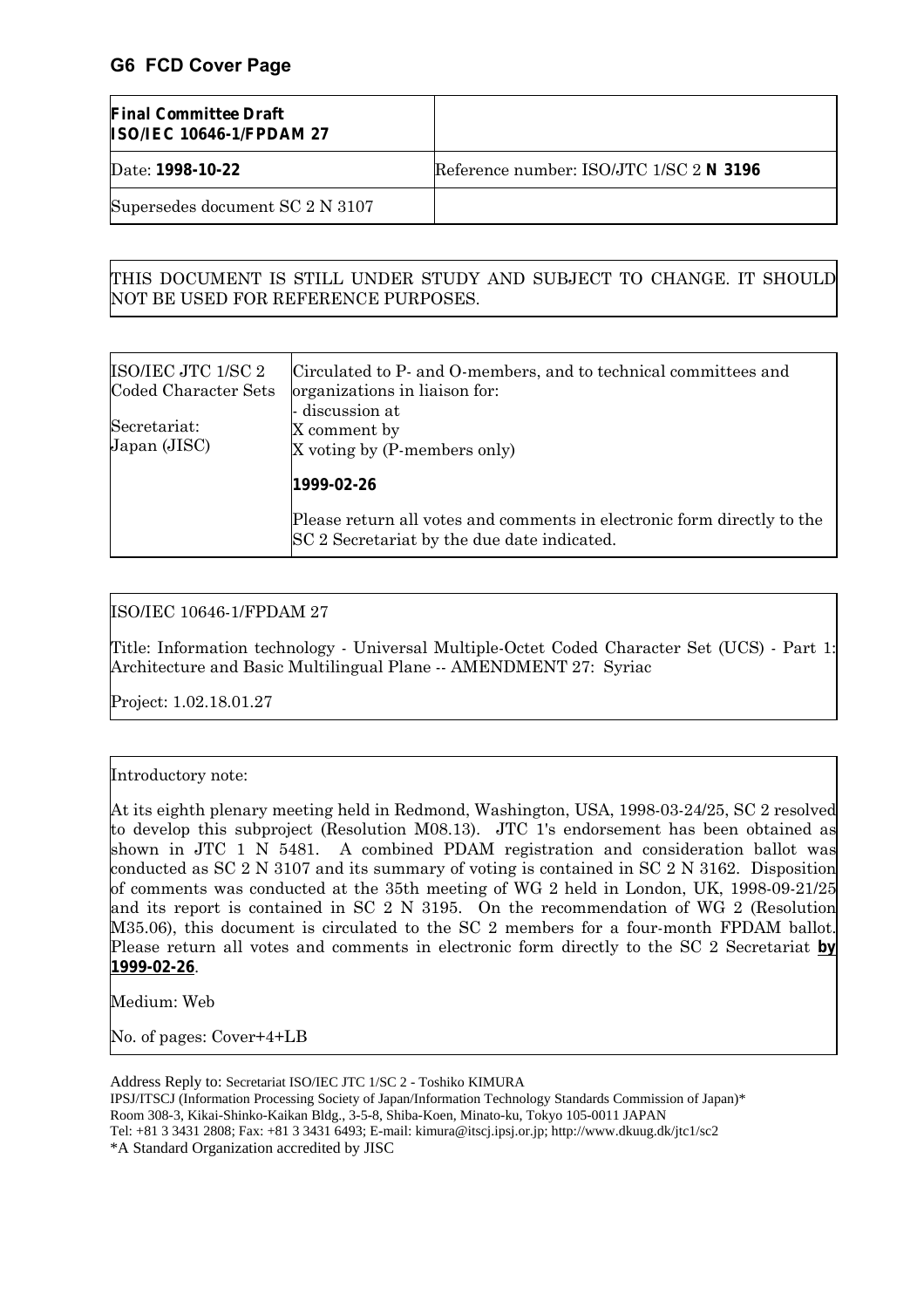## G6 FCD Cover Page

| **Final Committee Draft ISO/IEC 10646-1/FPDAM 27** | |
|---|---|
| Date: **1998-10-22** | Reference number: ISO/JTC 1/SC 2 **N 3196** |
| Supersedes document SC 2 N 3107 | |

THIS DOCUMENT IS STILL UNDER STUDY AND SUBJECT TO CHANGE. IT SHOULD NOT BE USED FOR REFERENCE PURPOSES.

| ISO/IEC JTC 1/SC 2 Coded Character Sets<br><br>Secretariat: Japan (JISC) | Circulated to P- and O-members, and to technical committees and organizations in liaison for:<br>- discussion at<br>X comment by<br>X voting by (P-members only)<br><br>**1999-02-26**<br><br>Please return all votes and comments in electronic form directly to the SC 2 Secretariat by the due date indicated. |
|---|---|

ISO/IEC 10646-1/FPDAM 27

Title: Information technology - Universal Multiple-Octet Coded Character Set (UCS) - Part 1: Architecture and Basic Multilingual Plane -- AMENDMENT 27: Syriac

Project: 1.02.18.01.27

Introductory note:

At its eighth plenary meeting held in Redmond, Washington, USA, 1998-03-24/25, SC 2 resolved to develop this subproject (Resolution M08.13). JTC 1's endorsement has been obtained as shown in JTC 1 N 5481. A combined PDAM registration and consideration ballot was conducted as SC 2 N 3107 and its summary of voting is contained in SC 2 N 3162. Disposition of comments was conducted at the 35th meeting of WG 2 held in London, UK, 1998-09-21/25 and its report is contained in SC 2 N 3195. On the recommendation of WG 2 (Resolution M35.06), this document is circulated to the SC 2 members for a four-month FPDAM ballot. Please return all votes and comments in electronic form directly to the SC 2 Secretariat **by 1999-02-26**.

Medium: Web

No. of pages: Cover+4+LB

Address Reply to: Secretariat ISO/IEC JTC 1/SC 2 - Toshiko KIMURA
IPSJ/ITSCJ (Information Processing Society of Japan/Information Technology Standards Commission of Japan)*
Room 308-3, Kikai-Shinko-Kaikan Bldg., 3-5-8, Shiba-Koen, Minato-ku, Tokyo 105-0011 JAPAN
Tel: +81 3 3431 2808; Fax: +81 3 3431 6493; E-mail: kimura@itscj.ipsj.or.jp; http://www.dkuug.dk/jtc1/sc2
*A Standard Organization accredited by JISC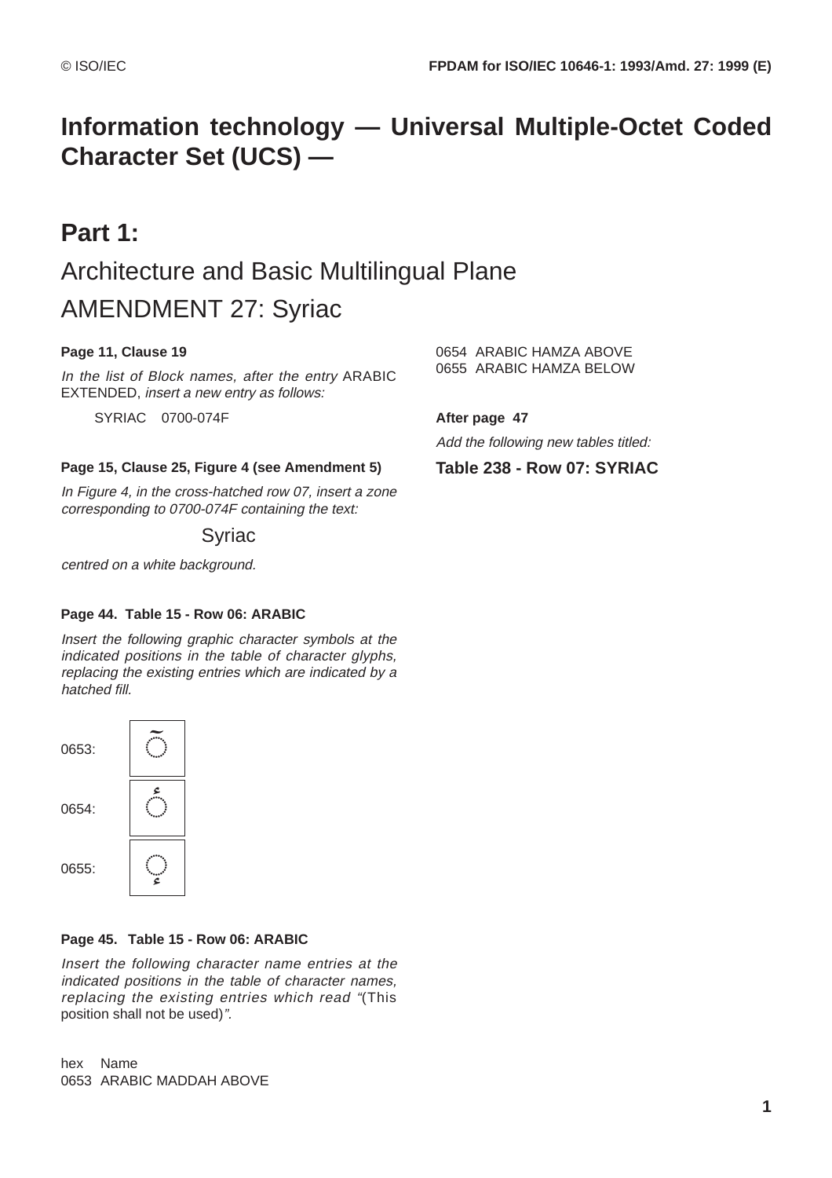# Information technology — Universal Multiple-Octet Coded Character Set (UCS) —

# Part 1:

## Architecture and Basic Multilingual Plane

## AMENDMENT 27: Syriac

**Page 11, Clause 19**

*In the list of Block names, after the entry* ARABIC EXTENDED, *insert a new entry as follows:*

SYRIAC 0700-074F

**Page 15, Clause 25, Figure 4 (see Amendment 5)**

*In Figure 4, in the cross-hatched row 07, insert a zone corresponding to 0700-074F containing the text:*

Syriac

*centred on a white background.*

**Page 44. Table 15 - Row 06: ARABIC**

*Insert the following graphic character symbols at the indicated positions in the table of character glyphs, replacing the existing entries which are indicated by a hatched fill.*

0653: ◌̃

0654: ◌ٔ

0655: ◌ٕ

**Page 45. Table 15 - Row 06: ARABIC**

*Insert the following character name entries at the indicated positions in the table of character names, replacing the existing entries which read "*(This position shall not be used)*".*

| hex | Name |
|---|---|
| 0653 | ARABIC MADDAH ABOVE |
| 0654 | ARABIC HAMZA ABOVE |
| 0655 | ARABIC HAMZA BELOW |

**After page 47**

*Add the following new tables titled:*

**Table 238 - Row 07: SYRIAC**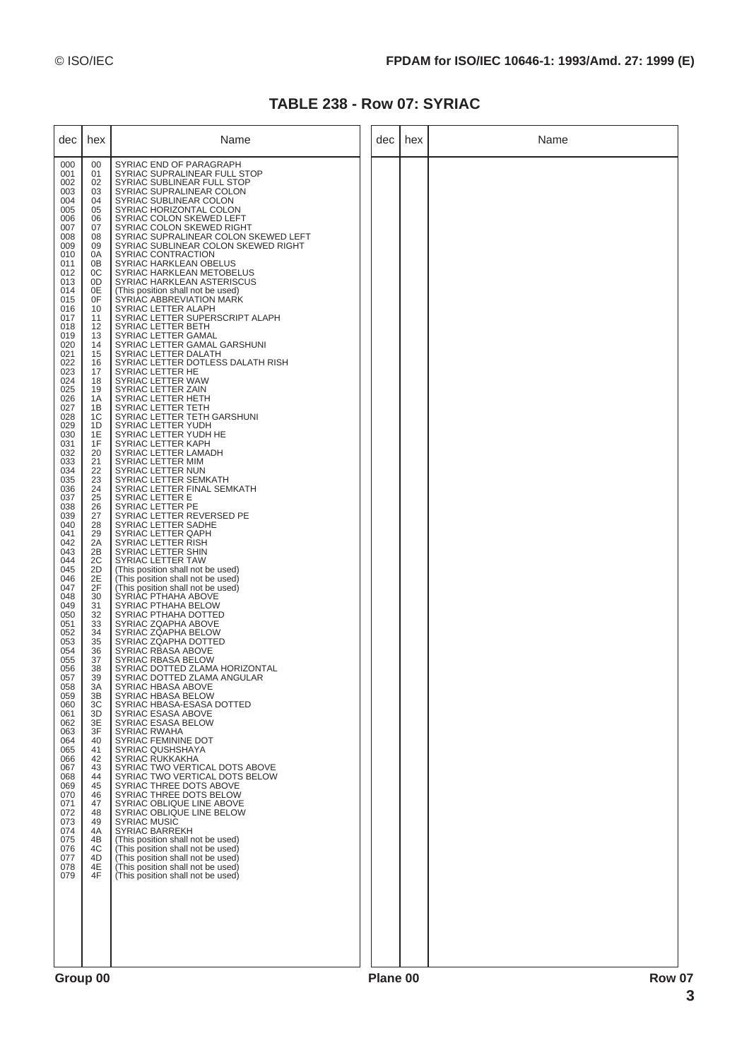## TABLE 238 - Row 07: SYRIAC

| dec | hex | Name |
|---|---|---|
| 000 | 00 | SYRIAC END OF PARAGRAPH |
| 001 | 01 | SYRIAC SUPRALINEAR FULL STOP |
| 002 | 02 | SYRIAC SUBLINEAR FULL STOP |
| 003 | 03 | SYRIAC SUPRALINEAR COLON |
| 004 | 04 | SYRIAC SUBLINEAR COLON |
| 005 | 05 | SYRIAC HORIZONTAL COLON |
| 006 | 06 | SYRIAC COLON SKEWED LEFT |
| 007 | 07 | SYRIAC COLON SKEWED RIGHT |
| 008 | 08 | SYRIAC SUPRALINEAR COLON SKEWED LEFT |
| 009 | 09 | SYRIAC SUBLINEAR COLON SKEWED RIGHT |
| 010 | 0A | SYRIAC CONTRACTION |
| 011 | 0B | SYRIAC HARKLEAN OBELUS |
| 012 | 0C | SYRIAC HARKLEAN METOBELUS |
| 013 | 0D | SYRIAC HARKLEAN ASTERISCUS |
| 014 | 0E | (This position shall not be used) |
| 015 | 0F | SYRIAC ABBREVIATION MARK |
| 016 | 10 | SYRIAC LETTER ALAPH |
| 017 | 11 | SYRIAC LETTER SUPERSCRIPT ALAPH |
| 018 | 12 | SYRIAC LETTER BETH |
| 019 | 13 | SYRIAC LETTER GAMAL |
| 020 | 14 | SYRIAC LETTER GAMAL GARSHUNI |
| 021 | 15 | SYRIAC LETTER DALATH |
| 022 | 16 | SYRIAC LETTER DOTLESS DALATH RISH |
| 023 | 17 | SYRIAC LETTER HE |
| 024 | 18 | SYRIAC LETTER WAW |
| 025 | 19 | SYRIAC LETTER ZAIN |
| 026 | 1A | SYRIAC LETTER HETH |
| 027 | 1B | SYRIAC LETTER TETH |
| 028 | 1C | SYRIAC LETTER TETH GARSHUNI |
| 029 | 1D | SYRIAC LETTER YUDH |
| 030 | 1E | SYRIAC LETTER YUDH HE |
| 031 | 1F | SYRIAC LETTER KAPH |
| 032 | 20 | SYRIAC LETTER LAMADH |
| 033 | 21 | SYRIAC LETTER MIM |
| 034 | 22 | SYRIAC LETTER NUN |
| 035 | 23 | SYRIAC LETTER SEMKATH |
| 036 | 24 | SYRIAC LETTER FINAL SEMKATH |
| 037 | 25 | SYRIAC LETTER E |
| 038 | 26 | SYRIAC LETTER PE |
| 039 | 27 | SYRIAC LETTER REVERSED PE |
| 040 | 28 | SYRIAC LETTER SADHE |
| 041 | 29 | SYRIAC LETTER QAPH |
| 042 | 2A | SYRIAC LETTER RISH |
| 043 | 2B | SYRIAC LETTER SHIN |
| 044 | 2C | SYRIAC LETTER TAW |
| 045 | 2D | (This position shall not be used) |
| 046 | 2E | (This position shall not be used) |
| 047 | 2F | (This position shall not be used) |
| 048 | 30 | SYRIAC PTHAHA ABOVE |
| 049 | 31 | SYRIAC PTHAHA BELOW |
| 050 | 32 | SYRIAC PTHAHA DOTTED |
| 051 | 33 | SYRIAC ZQAPHA ABOVE |
| 052 | 34 | SYRIAC ZQAPHA BELOW |
| 053 | 35 | SYRIAC ZQAPHA DOTTED |
| 054 | 36 | SYRIAC RBASA ABOVE |
| 055 | 37 | SYRIAC RBASA BELOW |
| 056 | 38 | SYRIAC DOTTED ZLAMA HORIZONTAL |
| 057 | 39 | SYRIAC DOTTED ZLAMA ANGULAR |
| 058 | 3A | SYRIAC HBASA ABOVE |
| 059 | 3B | SYRIAC HBASA BELOW |
| 060 | 3C | SYRIAC HBASA-ESASA DOTTED |
| 061 | 3D | SYRIAC ESASA ABOVE |
| 062 | 3E | SYRIAC ESASA BELOW |
| 063 | 3F | SYRIAC RWAHA |
| 064 | 40 | SYRIAC FEMININE DOT |
| 065 | 41 | SYRIAC QUSHSHAYA |
| 066 | 42 | SYRIAC RUKKAKHA |
| 067 | 43 | SYRIAC TWO VERTICAL DOTS ABOVE |
| 068 | 44 | SYRIAC TWO VERTICAL DOTS BELOW |
| 069 | 45 | SYRIAC THREE DOTS ABOVE |
| 070 | 46 | SYRIAC THREE DOTS BELOW |
| 071 | 47 | SYRIAC OBLIQUE LINE ABOVE |
| 072 | 48 | SYRIAC OBLIQUE LINE BELOW |
| 073 | 49 | SYRIAC MUSIC |
| 074 | 4A | SYRIAC BARREKH |
| 075 | 4B | (This position shall not be used) |
| 076 | 4C | (This position shall not be used) |
| 077 | 4D | (This position shall not be used) |
| 078 | 4E | (This position shall not be used) |
| 079 | 4F | (This position shall not be used) |

Group 00 | Plane 00 | Row 07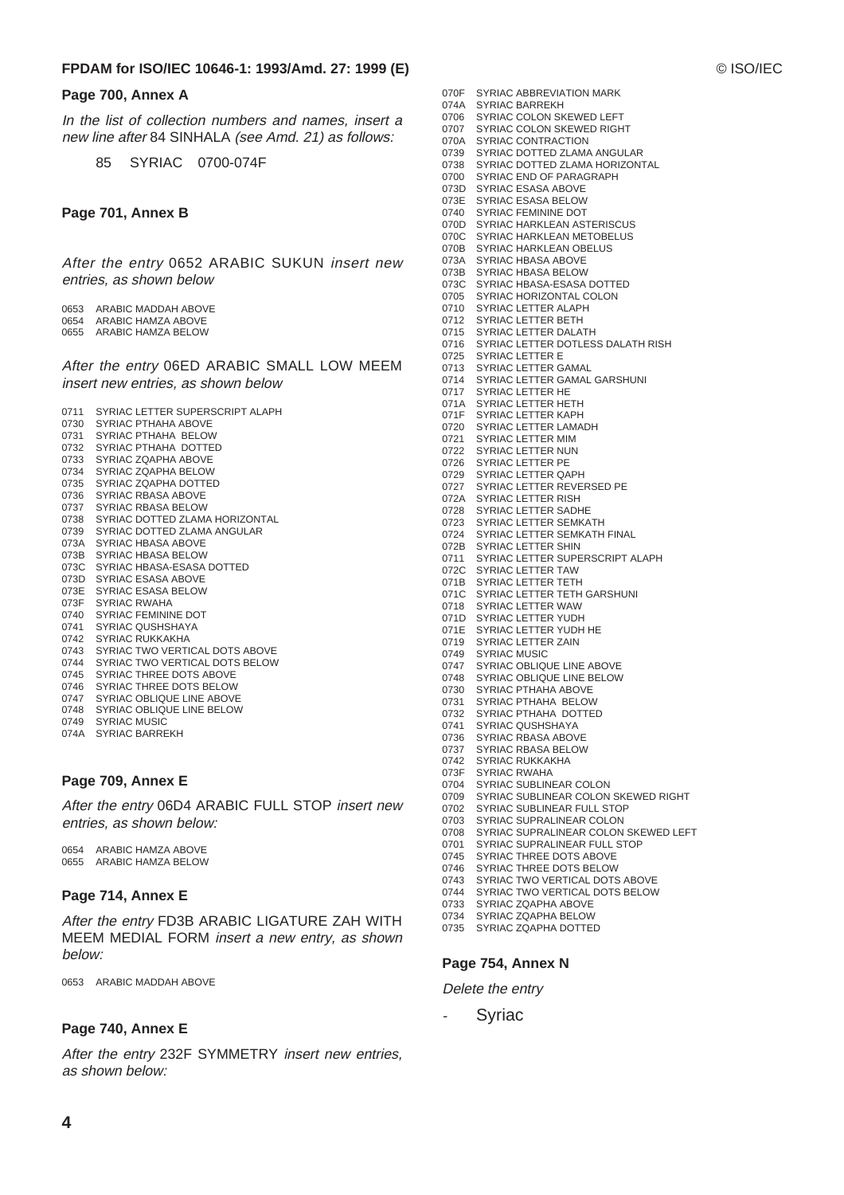### Page 700, Annex A

*In the list of collection numbers and names, insert a new line after* 84 SINHALA *(see Amd. 21) as follows:*

85 SYRIAC 0700-074F

### Page 701, Annex B

*After the entry* 0652 ARABIC SUKUN *insert new entries, as shown below*

0653 ARABIC MADDAH ABOVE
0654 ARABIC HAMZA ABOVE
0655 ARABIC HAMZA BELOW

*After the entry* 06ED ARABIC SMALL LOW MEEM *insert new entries, as shown below*

0711 SYRIAC LETTER SUPERSCRIPT ALAPH
0730 SYRIAC PTHAHA ABOVE
0731 SYRIAC PTHAHA BELOW
0732 SYRIAC PTHAHA DOTTED
0733 SYRIAC ZQAPHA ABOVE
0734 SYRIAC ZQAPHA BELOW
0735 SYRIAC ZQAPHA DOTTED
0736 SYRIAC RBASA ABOVE
0737 SYRIAC RBASA BELOW
0738 SYRIAC DOTTED ZLAMA HORIZONTAL
0739 SYRIAC DOTTED ZLAMA ANGULAR
073A SYRIAC HBASA ABOVE
073B SYRIAC HBASA BELOW
073C SYRIAC HBASA-ESASA DOTTED
073D SYRIAC ESASA ABOVE
073E SYRIAC ESASA BELOW
073F SYRIAC RWAHA
0740 SYRIAC FEMININE DOT
0741 SYRIAC QUSHSHAYA
0742 SYRIAC RUKKAKHA
0743 SYRIAC TWO VERTICAL DOTS ABOVE
0744 SYRIAC TWO VERTICAL DOTS BELOW
0745 SYRIAC THREE DOTS ABOVE
0746 SYRIAC THREE DOTS BELOW
0747 SYRIAC OBLIQUE LINE ABOVE
0748 SYRIAC OBLIQUE LINE BELOW
0749 SYRIAC MUSIC
074A SYRIAC BARREKH

### Page 709, Annex E

*After the entry* 06D4 ARABIC FULL STOP *insert new entries, as shown below:*

0654 ARABIC HAMZA ABOVE
0655 ARABIC HAMZA BELOW

### Page 714, Annex E

*After the entry* FD3B ARABIC LIGATURE ZAH WITH MEEM MEDIAL FORM *insert a new entry, as shown below:*

0653 ARABIC MADDAH ABOVE

### Page 740, Annex E

*After the entry* 232F SYMMETRY *insert new entries, as shown below:*

070F SYRIAC ABBREVIATION MARK
074A SYRIAC BARREKH
0706 SYRIAC COLON SKEWED LEFT
0707 SYRIAC COLON SKEWED RIGHT
070A SYRIAC CONTRACTION
0739 SYRIAC DOTTED ZLAMA ANGULAR
0738 SYRIAC DOTTED ZLAMA HORIZONTAL
0700 SYRIAC END OF PARAGRAPH
073D SYRIAC ESASA ABOVE
073E SYRIAC ESASA BELOW
0740 SYRIAC FEMININE DOT
070D SYRIAC HARKLEAN ASTERISCUS
070C SYRIAC HARKLEAN METOBELUS
070B SYRIAC HARKLEAN OBELUS
073A SYRIAC HBASA ABOVE
073B SYRIAC HBASA BELOW
073C SYRIAC HBASA-ESASA DOTTED
0705 SYRIAC HORIZONTAL COLON
0710 SYRIAC LETTER ALAPH
0712 SYRIAC LETTER BETH
0715 SYRIAC LETTER DALATH
0716 SYRIAC LETTER DOTLESS DALATH RISH
0725 SYRIAC LETTER E
0713 SYRIAC LETTER GAMAL
0714 SYRIAC LETTER GAMAL GARSHUNI
0717 SYRIAC LETTER HE
071A SYRIAC LETTER HETH
071F SYRIAC LETTER KAPH
0720 SYRIAC LETTER LAMADH
0721 SYRIAC LETTER MIM
0722 SYRIAC LETTER NUN
0726 SYRIAC LETTER PE
0729 SYRIAC LETTER QAPH
0727 SYRIAC LETTER REVERSED PE
072A SYRIAC LETTER RISH
0728 SYRIAC LETTER SADHE
0723 SYRIAC LETTER SEMKATH
0724 SYRIAC LETTER SEMKATH FINAL
072B SYRIAC LETTER SHIN
0711 SYRIAC LETTER SUPERSCRIPT ALAPH
072C SYRIAC LETTER TAW
071B SYRIAC LETTER TETH
071C SYRIAC LETTER TETH GARSHUNI
0718 SYRIAC LETTER WAW
071D SYRIAC LETTER YUDH
071E SYRIAC LETTER YUDH HE
0719 SYRIAC LETTER ZAIN
0749 SYRIAC MUSIC
0747 SYRIAC OBLIQUE LINE ABOVE
0748 SYRIAC OBLIQUE LINE BELOW
0730 SYRIAC PTHAHA ABOVE
0731 SYRIAC PTHAHA BELOW
0732 SYRIAC PTHAHA DOTTED
0741 SYRIAC QUSHSHAYA
0736 SYRIAC RBASA ABOVE
0737 SYRIAC RBASA BELOW
0742 SYRIAC RUKKAKHA
073F SYRIAC RWAHA
0704 SYRIAC SUBLINEAR COLON
0709 SYRIAC SUBLINEAR COLON SKEWED RIGHT
0702 SYRIAC SUBLINEAR FULL STOP
0703 SYRIAC SUPRALINEAR COLON
0708 SYRIAC SUPRALINEAR COLON SKEWED LEFT
0701 SYRIAC SUPRALINEAR FULL STOP
0745 SYRIAC THREE DOTS ABOVE
0746 SYRIAC THREE DOTS BELOW
0743 SYRIAC TWO VERTICAL DOTS ABOVE
0744 SYRIAC TWO VERTICAL DOTS BELOW
0733 SYRIAC ZQAPHA ABOVE
0734 SYRIAC ZQAPHA BELOW
0735 SYRIAC ZQAPHA DOTTED

### Page 754, Annex N

*Delete the entry*

- Syriac